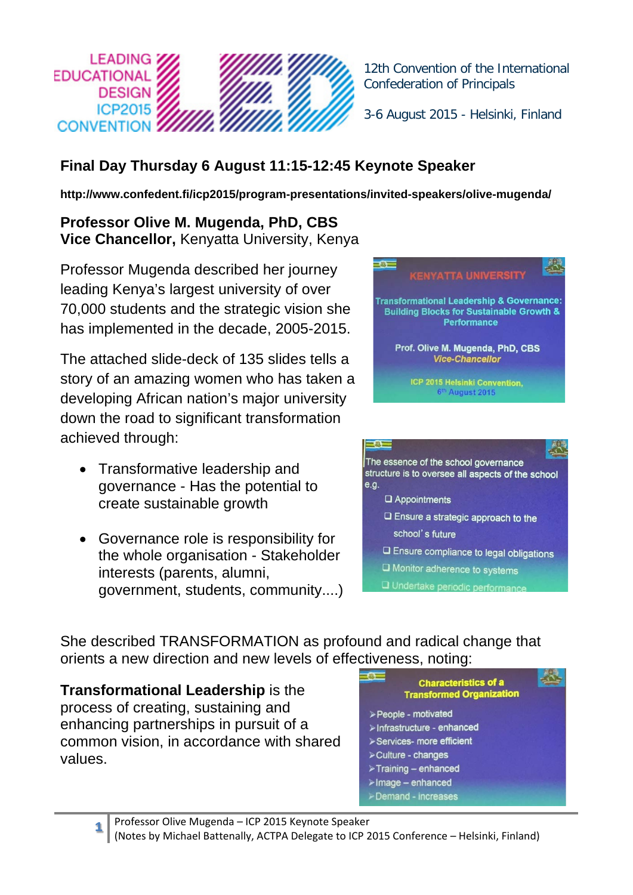LEADING EDUCATIONAL DESIGN ICP2015 CONVENTION

12th Convention of the International Confederation of Principals

3-6 August 2015 - Helsinki, Finland

## Final Day Thursday 6 August 11:15-12:45 Keynote Speaker

**http://www.confedent.fi/icp2015/program-presentations/invited-speakers/olive-mugenda/**

**Professor Olive M. Mugenda, PhD, CBS**
**Vice Chancellor,** Kenyatta University, Kenya

Professor Mugenda described her journey leading Kenya's largest university of over 70,000 students and the strategic vision she has implemented in the decade, 2005-2015.

The attached slide-deck of 135 slides tells a story of an amazing women who has taken a developing African nation's major university down the road to significant transformation achieved through:

- Transformative leadership and governance - Has the potential to create sustainable growth
- Governance role is responsibility for the whole organisation - Stakeholder interests (parents, alumni, government, students, community....)

KENYATTA UNIVERSITY

Transformational Leadership & Governance: Building Blocks for Sustainable Growth & Performance

Prof. Olive M. Mugenda, PhD, CBS
*Vice-Chancellor*

ICP 2015 Helsinki Convention, 6th August 2015

The essence of the school governance structure is to oversee all aspects of the school e.g.

- Appointments
- Ensure a strategic approach to the school's future
- Ensure compliance to legal obligations
- Monitor adherence to systems
- Undertake periodic performance

She described TRANSFORMATION as profound and radical change that orients a new direction and new levels of effectiveness, noting:

**Transformational Leadership** is the process of creating, sustaining and enhancing partnerships in pursuit of a common vision, in accordance with shared values.

**Characteristics of a Transformed Organization**

- People - motivated
- Infrastructure - enhanced
- Services- more efficient
- Culture - changes
- Training – enhanced
- Image – enhanced
- Demand - increases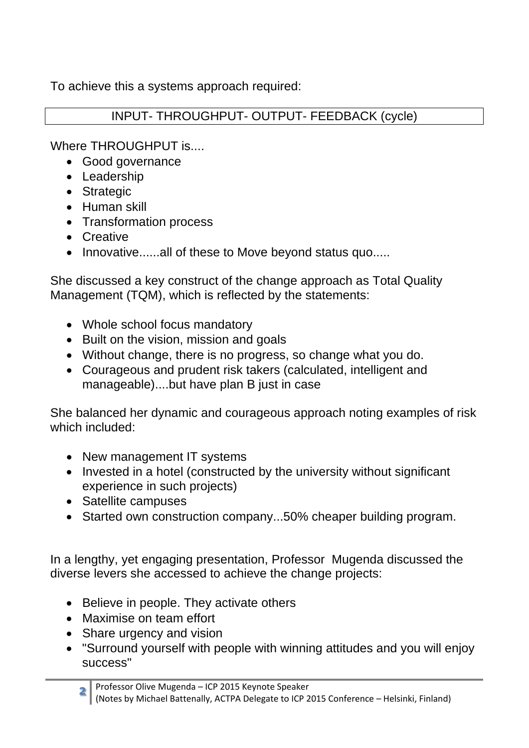To achieve this a systems approach required:

| INPUT- THROUGHPUT- OUTPUT- FEEDBACK (cycle) |
|---|

Where THROUGHPUT is....

- Good governance
- Leadership
- Strategic
- Human skill
- Transformation process
- Creative
- Innovative......all of these to Move beyond status quo.....

She discussed a key construct of the change approach as Total Quality Management (TQM), which is reflected by the statements:

- Whole school focus mandatory
- Built on the vision, mission and goals
- Without change, there is no progress, so change what you do.
- Courageous and prudent risk takers (calculated, intelligent and manageable)....but have plan B just in case

She balanced her dynamic and courageous approach noting examples of risk which included:

- New management IT systems
- Invested in a hotel (constructed by the university without significant experience in such projects)
- Satellite campuses
- Started own construction company...50% cheaper building program.

In a lengthy, yet engaging presentation, Professor Mugenda discussed the diverse levers she accessed to achieve the change projects:

- Believe in people. They activate others
- Maximise on team effort
- Share urgency and vision
- "Surround yourself with people with winning attitudes and you will enjoy success"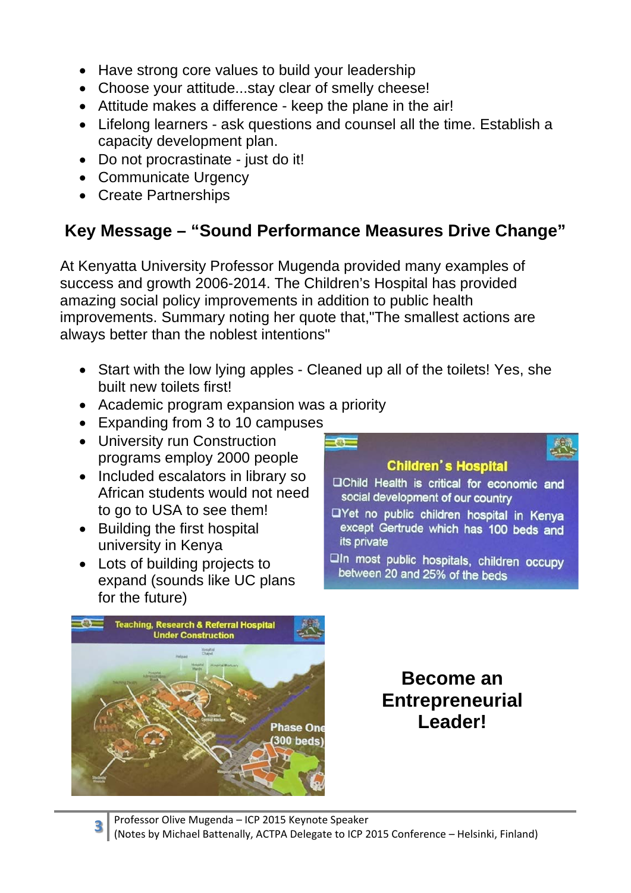- Have strong core values to build your leadership
- Choose your attitude...stay clear of smelly cheese!
- Attitude makes a difference - keep the plane in the air!
- Lifelong learners - ask questions and counsel all the time. Establish a capacity development plan.
- Do not procrastinate - just do it!
- Communicate Urgency
- Create Partnerships

## Key Message – "Sound Performance Measures Drive Change"

At Kenyatta University Professor Mugenda provided many examples of success and growth 2006-2014. The Children's Hospital has provided amazing social policy improvements in addition to public health improvements. Summary noting her quote that,"The smallest actions are always better than the noblest intentions"

- Start with the low lying apples - Cleaned up all of the toilets! Yes, she built new toilets first!
- Academic program expansion was a priority
- Expanding from 3 to 10 campuses
- University run Construction programs employ 2000 people
- Included escalators in library so African students would not need to go to USA to see them!
- Building the first hospital university in Kenya
- Lots of building projects to expand (sounds like UC plans for the future)

**Children's Hospital**

- Child Health is critical for economic and social development of our country
- Yet no public children hospital in Kenya except Gertrude which has 100 beds and its private
- In most public hospitals, children occupy between 20 and 25% of the beds

**Teaching, Research & Referral Hospital Under Construction**

Phase One (300 beds)

**Become an Entrepreneurial Leader!**